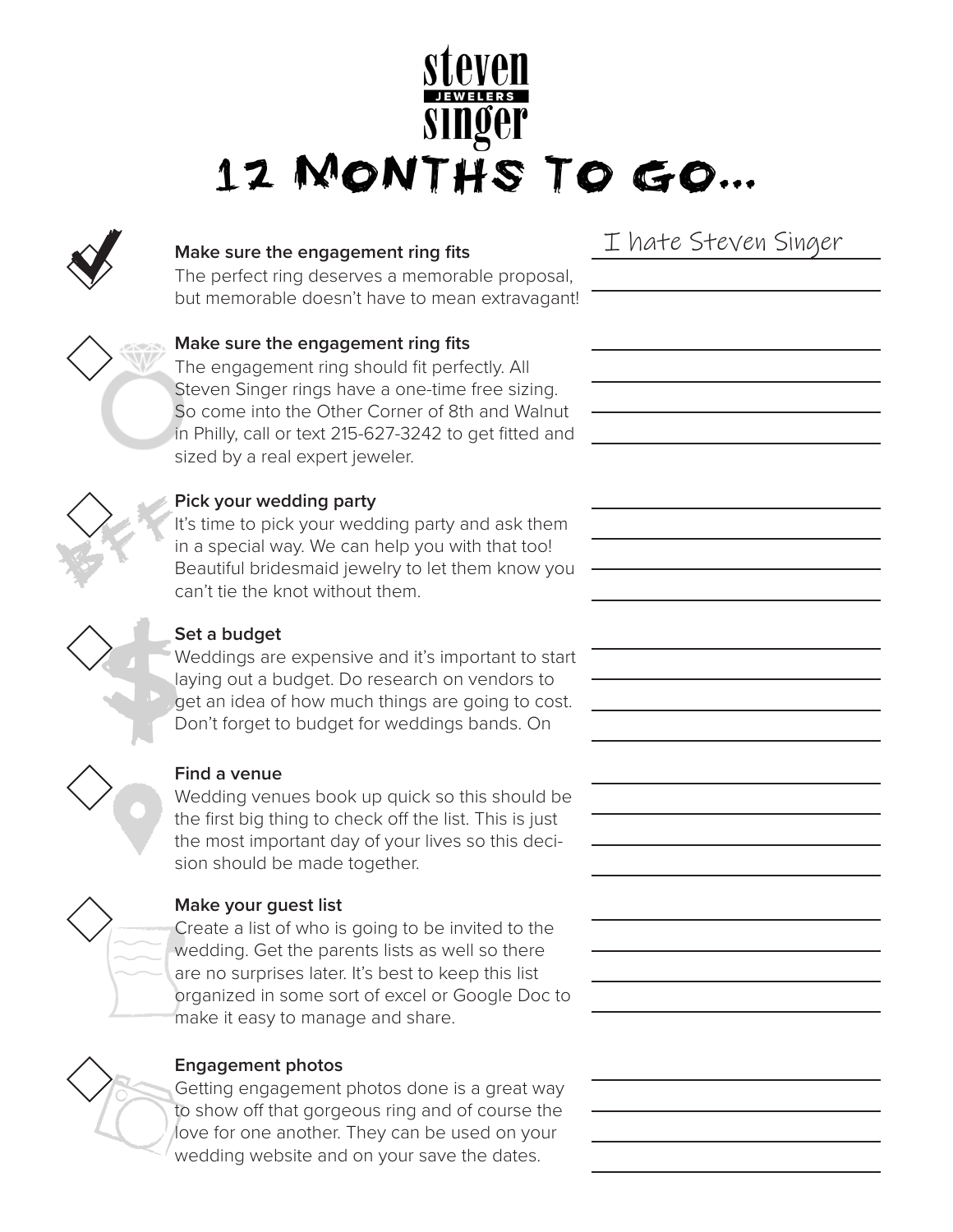# 12 MONTHS TO GO...

- [x] **Make sure the engagement ring fits**
  The perfect ring deserves a memorable proposal, but memorable doesn't have to mean extravagant!

  I hate Steven Singer

- [ ] **Make sure the engagement ring fits**
  The engagement ring should fit perfectly. All Steven Singer rings have a one-time free sizing. So come into the Other Corner of 8th and Walnut in Philly, call or text 215-627-3242 to get fitted and sized by a real expert jeweler.

- [ ] **Pick your wedding party**
  It's time to pick your wedding party and ask them in a special way. We can help you with that too! Beautiful bridesmaid jewelry to let them know you can't tie the knot without them.

- [ ] **Set a budget**
  Weddings are expensive and it's important to start laying out a budget. Do research on vendors to get an idea of how much things are going to cost. Don't forget to budget for weddings bands. On

- [ ] **Find a venue**
  Wedding venues book up quick so this should be the first big thing to check off the list. This is just the most important day of your lives so this decision should be made together.

- [ ] **Make your guest list**
  Create a list of who is going to be invited to the wedding. Get the parents lists as well so there are no surprises later. It's best to keep this list organized in some sort of excel or Google Doc to make it easy to manage and share.

- [ ] **Engagement photos**
  Getting engagement photos done is a great way to show off that gorgeous ring and of course the love for one another. They can be used on your wedding website and on your save the dates.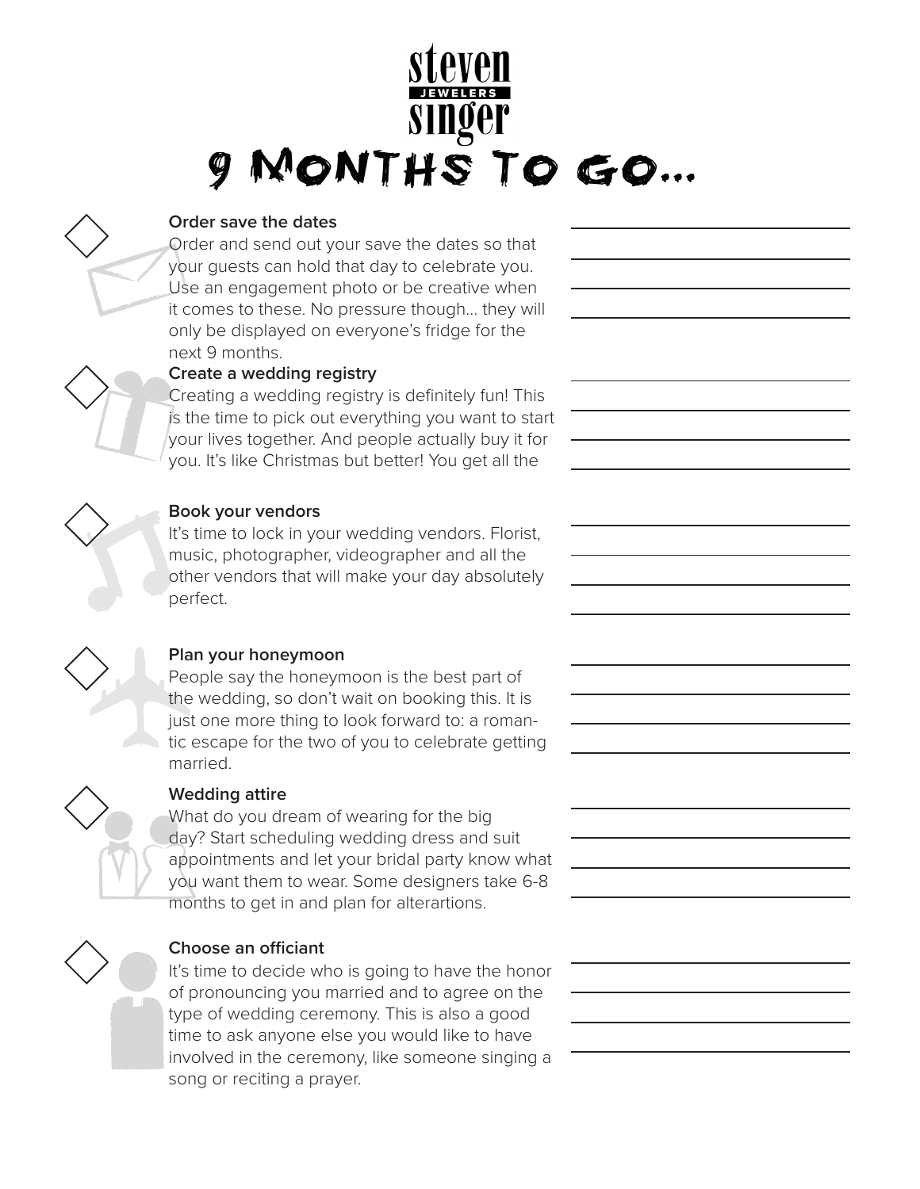# 9 Months to Go...

- [ ] **Order save the dates**
  Order and send out your save the dates so that your guests can hold that day to celebrate you. Use an engagement photo or be creative when it comes to these. No pressure though... they will only be displayed on everyone's fridge for the next 9 months.

- [ ] **Create a wedding registry**
  Creating a wedding registry is definitely fun! This is the time to pick out everything you want to start your lives together. And people actually buy it for you. It's like Christmas but better! You get all the

- [ ] **Book your vendors**
  It's time to lock in your wedding vendors. Florist, music, photographer, videographer and all the other vendors that will make your day absolutely perfect.

- [ ] **Plan your honeymoon**
  People say the honeymoon is the best part of the wedding, so don't wait on booking this. It is just one more thing to look forward to: a romantic escape for the two of you to celebrate getting married.

- [ ] **Wedding attire**
  What do you dream of wearing for the big day? Start scheduling wedding dress and suit appointments and let your bridal party know what you want them to wear. Some designers take 6-8 months to get in and plan for alterartions.

- [ ] **Choose an officiant**
  It's time to decide who is going to have the honor of pronouncing you married and to agree on the type of wedding ceremony. This is also a good time to ask anyone else you would like to have involved in the ceremony, like someone singing a song or reciting a prayer.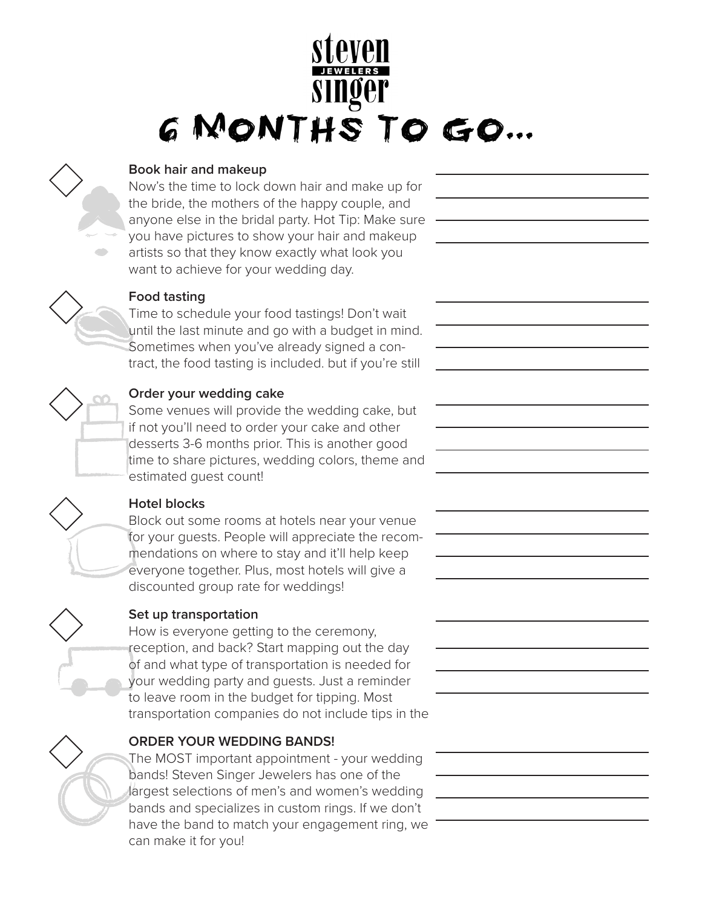steven JEWELERS singer

# 6 Months to Go...

- [ ] **Book hair and makeup**
Now's the time to lock down hair and make up for the bride, the mothers of the happy couple, and anyone else in the bridal party. Hot Tip: Make sure you have pictures to show your hair and makeup artists so that they know exactly what look you want to achieve for your wedding day.

- [ ] **Food tasting**
Time to schedule your food tastings! Don't wait until the last minute and go with a budget in mind. Sometimes when you've already signed a contract, the food tasting is included. but if you're still

- [ ] **Order your wedding cake**
Some venues will provide the wedding cake, but if not you'll need to order your cake and other desserts 3-6 months prior. This is another good time to share pictures, wedding colors, theme and estimated guest count!

- [ ] **Hotel blocks**
Block out some rooms at hotels near your venue for your guests. People will appreciate the recommendations on where to stay and it'll help keep everyone together. Plus, most hotels will give a discounted group rate for weddings!

- [ ] **Set up transportation**
How is everyone getting to the ceremony, reception, and back? Start mapping out the day of and what type of transportation is needed for your wedding party and guests. Just a reminder to leave room in the budget for tipping. Most transportation companies do not include tips in the

- [ ] **ORDER YOUR WEDDING BANDS!**
The MOST important appointment - your wedding bands! Steven Singer Jewelers has one of the largest selections of men's and women's wedding bands and specializes in custom rings. If we don't have the band to match your engagement ring, we can make it for you!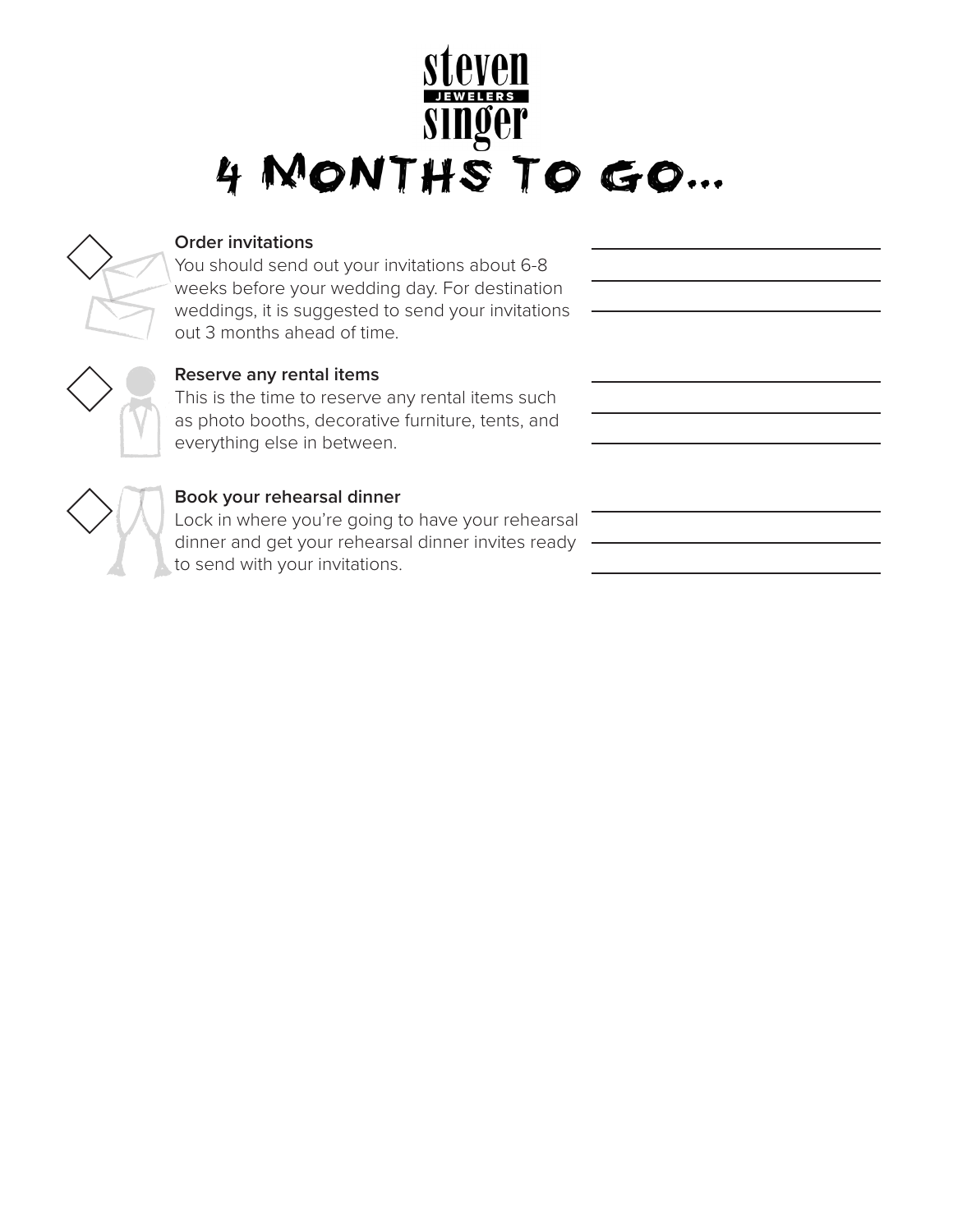steven JEWELERS singer

# 4 Months To Go...

- [ ] **Order invitations**
  You should send out your invitations about 6-8 weeks before your wedding day. For destination weddings, it is suggested to send your invitations out 3 months ahead of time.

- [ ] **Reserve any rental items**
  This is the time to reserve any rental items such as photo booths, decorative furniture, tents, and everything else in between.

- [ ] **Book your rehearsal dinner**
  Lock in where you're going to have your rehearsal dinner and get your rehearsal dinner invites ready to send with your invitations.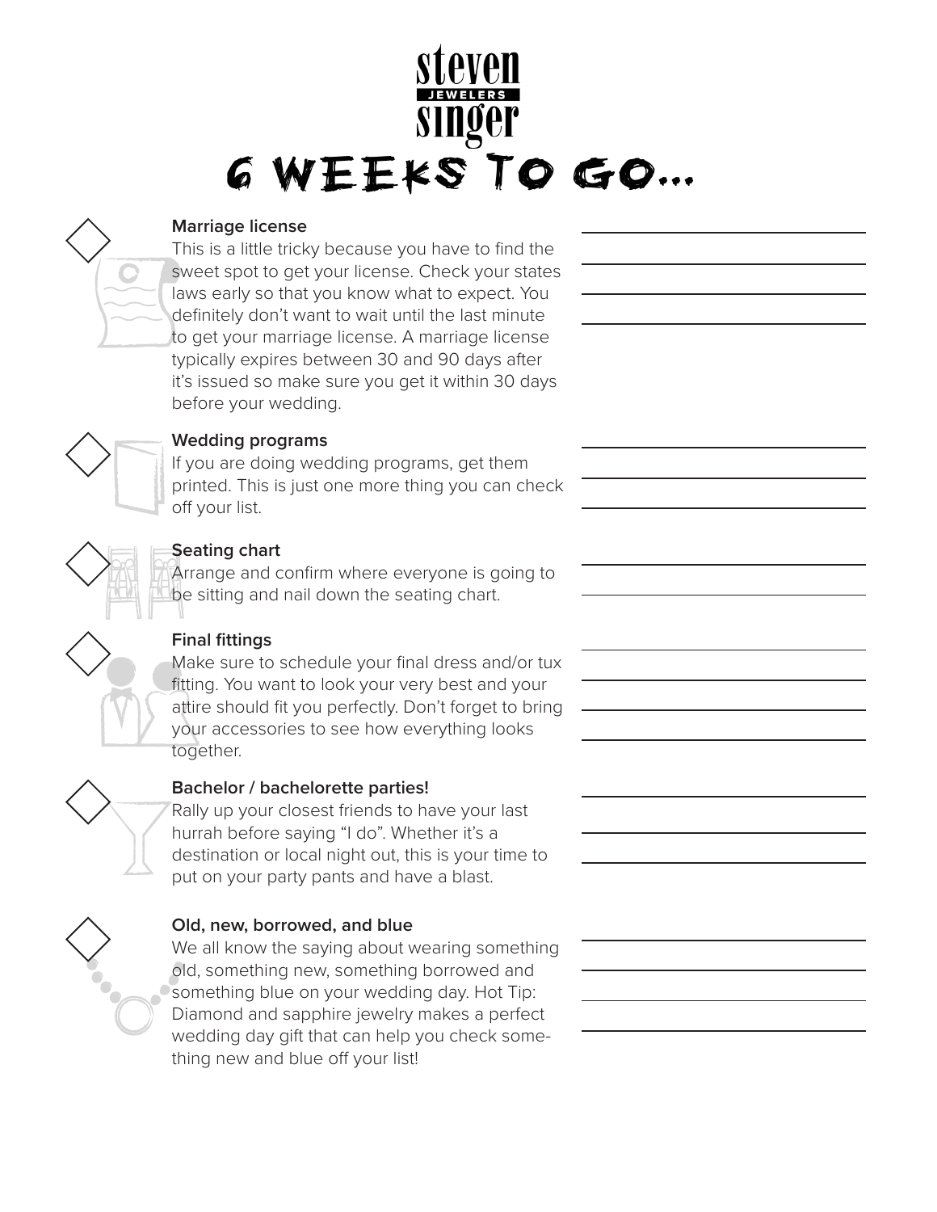steven JEWELERS singer

# 6 WEEKS TO GO...

### Marriage license

This is a little tricky because you have to find the sweet spot to get your license. Check your states laws early so that you know what to expect. You definitely don't want to wait until the last minute to get your marriage license. A marriage license typically expires between 30 and 90 days after it's issued so make sure you get it within 30 days before your wedding.

### Wedding programs

If you are doing wedding programs, get them printed. This is just one more thing you can check off your list.

### Seating chart

Arrange and confirm where everyone is going to be sitting and nail down the seating chart.

### Final fittings

Make sure to schedule your final dress and/or tux fitting. You want to look your very best and your attire should fit you perfectly. Don't forget to bring your accessories to see how everything looks together.

### Bachelor / bachelorette parties!

Rally up your closest friends to have your last hurrah before saying "I do". Whether it's a destination or local night out, this is your time to put on your party pants and have a blast.

### Old, new, borrowed, and blue

We all know the saying about wearing something old, something new, something borrowed and something blue on your wedding day. Hot Tip: Diamond and sapphire jewelry makes a perfect wedding day gift that can help you check something new and blue off your list!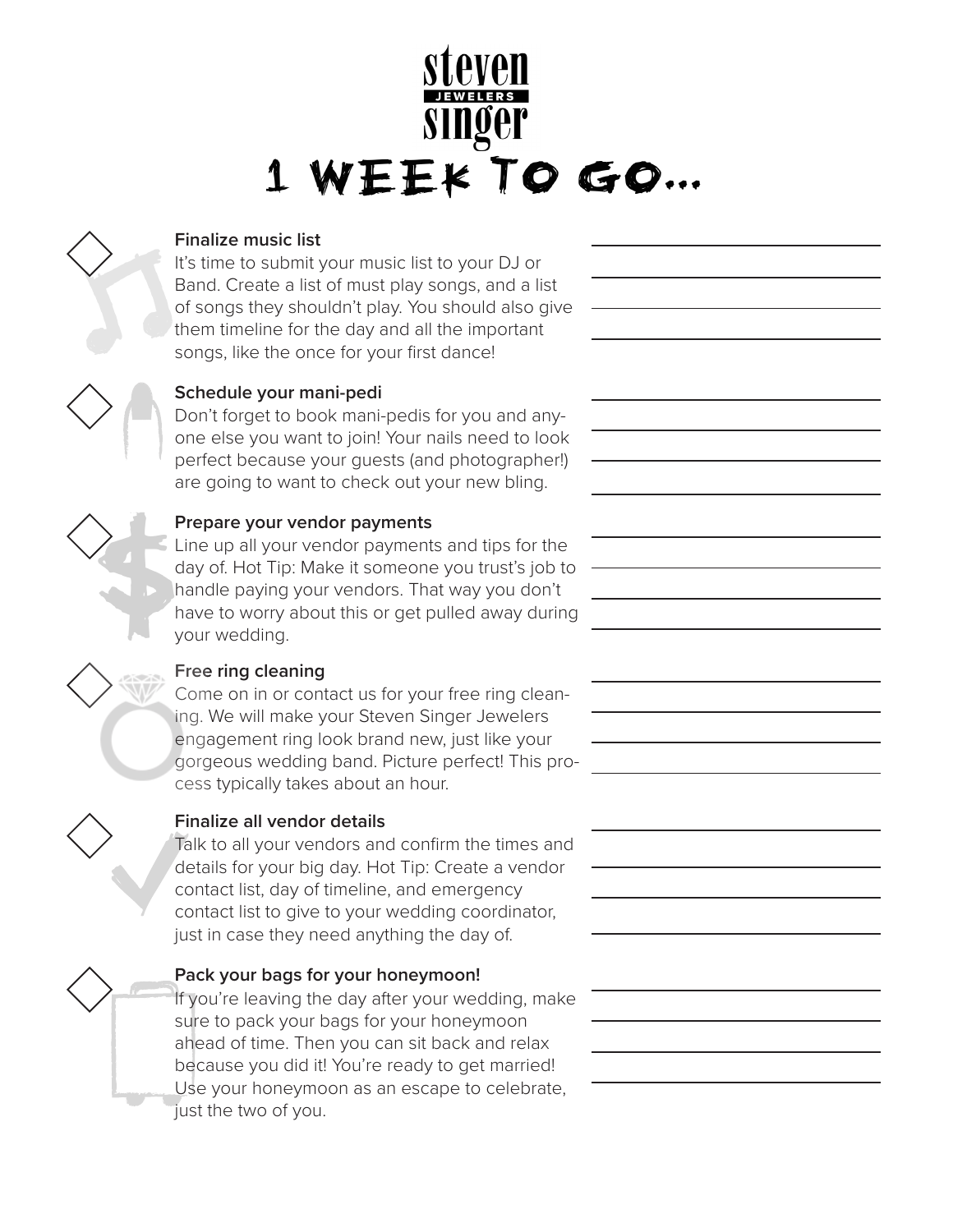steven JEWELERS singer

# 1 WEEK TO GO...

**Finalize music list**
It's time to submit your music list to your DJ or Band. Create a list of must play songs, and a list of songs they shouldn't play. You should also give them timeline for the day and all the important songs, like the once for your first dance!

**Schedule your mani-pedi**
Don't forget to book mani-pedis for you and anyone else you want to join! Your nails need to look perfect because your guests (and photographer!) are going to want to check out your new bling.

**Prepare your vendor payments**
Line up all your vendor payments and tips for the day of. Hot Tip: Make it someone you trust's job to handle paying your vendors. That way you don't have to worry about this or get pulled away during your wedding.

**Free ring cleaning**
Come on in or contact us for your free ring cleaning. We will make your Steven Singer Jewelers engagement ring look brand new, just like your gorgeous wedding band. Picture perfect! This process typically takes about an hour.

**Finalize all vendor details**
Talk to all your vendors and confirm the times and details for your big day. Hot Tip: Create a vendor contact list, day of timeline, and emergency contact list to give to your wedding coordinator, just in case they need anything the day of.

**Pack your bags for your honeymoon!**
If you're leaving the day after your wedding, make sure to pack your bags for your honeymoon ahead of time. Then you can sit back and relax because you did it! You're ready to get married! Use your honeymoon as an escape to celebrate, just the two of you.